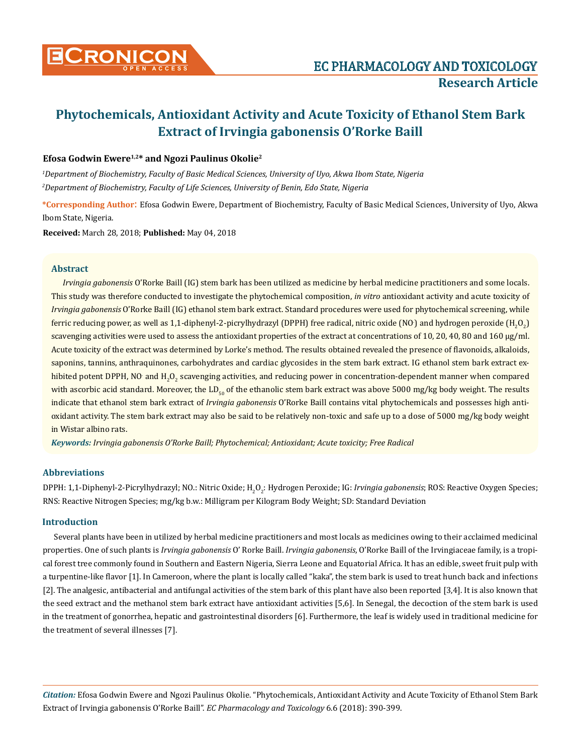# Phytochemicals, Antioxidant Activity and Acute Toxicity of Ethanol Stem Bark Extract of Irvingia gabonensis O'Rorke Baill

**Efosa Godwin Ewere[1,2]* and Ngozi Paulinus Okolie[2]**

*[1]Department of Biochemistry, Faculty of Basic Medical Sciences, University of Uyo, Akwa Ibom State, Nigeria*

*[2]Department of Biochemistry, Faculty of Life Sciences, University of Benin, Edo State, Nigeria*

**\*Corresponding Author:** Efosa Godwin Ewere, Department of Biochemistry, Faculty of Basic Medical Sciences, University of Uyo, Akwa Ibom State, Nigeria.

**Received:** March 28, 2018; **Published:** May 04, 2018

## Abstract

*Irvingia gabonensis* O'Rorke Baill (IG) stem bark has been utilized as medicine by herbal medicine practitioners and some locals. This study was therefore conducted to investigate the phytochemical composition, *in vitro* antioxidant activity and acute toxicity of *Irvingia gabonensis* O'Rorke Baill (IG) ethanol stem bark extract. Standard procedures were used for phytochemical screening, while ferric reducing power, as well as 1,1-diphenyl-2-picrylhydrazyl (DPPH) free radical, nitric oxide ($NO^{\cdot}$) and hydrogen peroxide ($H_2O_2$) scavenging activities were used to assess the antioxidant properties of the extract at concentrations of 10, 20, 40, 80 and 160 μg/ml. Acute toxicity of the extract was determined by Lorke's method. The results obtained revealed the presence of flavonoids, alkaloids, saponins, tannins, anthraquinones, carbohydrates and cardiac glycosides in the stem bark extract. IG ethanol stem bark extract exhibited potent DPPH, $NO^{\cdot}$ and $H_2O_2$ scavenging activities, and reducing power in concentration-dependent manner when compared with ascorbic acid standard. Moreover, the $LD_{50}$ of the ethanolic stem bark extract was above 5000 mg/kg body weight. The results indicate that ethanol stem bark extract of *Irvingia gabonensis* O'Rorke Baill contains vital phytochemicals and possesses high antioxidant activity. The stem bark extract may also be said to be relatively non-toxic and safe up to a dose of 5000 mg/kg body weight in Wistar albino rats.

***Keywords:*** *Irvingia gabonensis O'Rorke Baill; Phytochemical; Antioxidant; Acute toxicity; Free Radical*

## Abbreviations

DPPH: 1,1-Diphenyl-2-Picrylhydrazyl; NO.: Nitric Oxide; $H_2O_2$: Hydrogen Peroxide; IG: *Irvingia gabonensis*; ROS: Reactive Oxygen Species; RNS: Reactive Nitrogen Species; mg/kg b.w.: Milligram per Kilogram Body Weight; SD: Standard Deviation

## Introduction

Several plants have been in utilized by herbal medicine practitioners and most locals as medicines owing to their acclaimed medicinal properties. One of such plants is *Irvingia gabonensis* O' Rorke Baill. *Irvingia gabonensis*, O'Rorke Baill of the Irvingiaceae family, is a tropical forest tree commonly found in Southern and Eastern Nigeria, Sierra Leone and Equatorial Africa. It has an edible, sweet fruit pulp with a turpentine-like flavor [1]. In Cameroon, where the plant is locally called "kaka", the stem bark is used to treat hunch back and infections [2]. The analgesic, antibacterial and antifungal activities of the stem bark of this plant have also been reported [3,4]. It is also known that the seed extract and the methanol stem bark extract have antioxidant activities [5,6]. In Senegal, the decoction of the stem bark is used in the treatment of gonorrhea, hepatic and gastrointestinal disorders [6]. Furthermore, the leaf is widely used in traditional medicine for the treatment of several illnesses [7].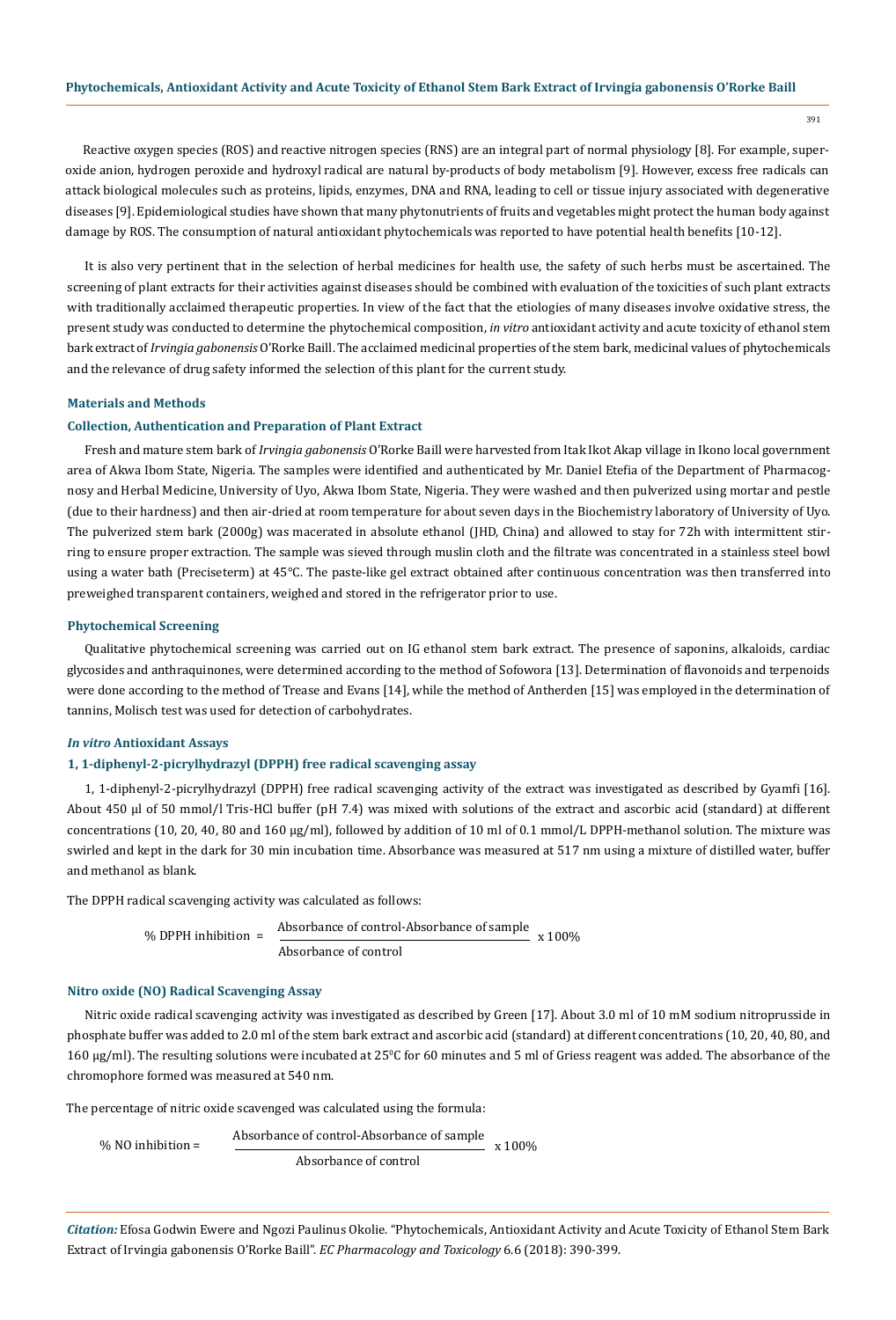Reactive oxygen species (ROS) and reactive nitrogen species (RNS) are an integral part of normal physiology [8]. For example, superoxide anion, hydrogen peroxide and hydroxyl radical are natural by-products of body metabolism [9]. However, excess free radicals can attack biological molecules such as proteins, lipids, enzymes, DNA and RNA, leading to cell or tissue injury associated with degenerative diseases [9]. Epidemiological studies have shown that many phytonutrients of fruits and vegetables might protect the human body against damage by ROS. The consumption of natural antioxidant phytochemicals was reported to have potential health benefits [10-12].

It is also very pertinent that in the selection of herbal medicines for health use, the safety of such herbs must be ascertained. The screening of plant extracts for their activities against diseases should be combined with evaluation of the toxicities of such plant extracts with traditionally acclaimed therapeutic properties. In view of the fact that the etiologies of many diseases involve oxidative stress, the present study was conducted to determine the phytochemical composition, *in vitro* antioxidant activity and acute toxicity of ethanol stem bark extract of *Irvingia gabonensis* O'Rorke Baill. The acclaimed medicinal properties of the stem bark, medicinal values of phytochemicals and the relevance of drug safety informed the selection of this plant for the current study.

## Materials and Methods

### Collection, Authentication and Preparation of Plant Extract

Fresh and mature stem bark of *Irvingia gabonensis* O'Rorke Baill were harvested from Itak Ikot Akap village in Ikono local government area of Akwa Ibom State, Nigeria. The samples were identified and authenticated by Mr. Daniel Etefia of the Department of Pharmacognosy and Herbal Medicine, University of Uyo, Akwa Ibom State, Nigeria. They were washed and then pulverized using mortar and pestle (due to their hardness) and then air-dried at room temperature for about seven days in the Biochemistry laboratory of University of Uyo. The pulverized stem bark (2000g) was macerated in absolute ethanol (JHD, China) and allowed to stay for 72h with intermittent stirring to ensure proper extraction. The sample was sieved through muslin cloth and the filtrate was concentrated in a stainless steel bowl using a water bath (Preciseterm) at 45°C. The paste-like gel extract obtained after continuous concentration was then transferred into preweighed transparent containers, weighed and stored in the refrigerator prior to use.

### Phytochemical Screening

Qualitative phytochemical screening was carried out on IG ethanol stem bark extract. The presence of saponins, alkaloids, cardiac glycosides and anthraquinones, were determined according to the method of Sofowora [13]. Determination of flavonoids and terpenoids were done according to the method of Trease and Evans [14], while the method of Antherden [15] was employed in the determination of tannins, Molisch test was used for detection of carbohydrates.

### *In vitro* Antioxidant Assays

### 1, 1-diphenyl-2-picrylhydrazyl (DPPH) free radical scavenging assay

1, 1-diphenyl-2-picrylhydrazyl (DPPH) free radical scavenging activity of the extract was investigated as described by Gyamfi [16]. About 450 μl of 50 mmol/l Tris-HCl buffer (pH 7.4) was mixed with solutions of the extract and ascorbic acid (standard) at different concentrations (10, 20, 40, 80 and 160 μg/ml), followed by addition of 10 ml of 0.1 mmol/L DPPH-methanol solution. The mixture was swirled and kept in the dark for 30 min incubation time. Absorbance was measured at 517 nm using a mixture of distilled water, buffer and methanol as blank.

The DPPH radical scavenging activity was calculated as follows:

$$\% \text{ DPPH inhibition} = \frac{\text{Absorbance of control} - \text{Absorbance of sample}}{\text{Absorbance of control}} \times 100\%$$

### Nitro oxide (NO) Radical Scavenging Assay

Nitric oxide radical scavenging activity was investigated as described by Green [17]. About 3.0 ml of 10 mM sodium nitroprusside in phosphate buffer was added to 2.0 ml of the stem bark extract and ascorbic acid (standard) at different concentrations (10, 20, 40, 80, and 160 μg/ml). The resulting solutions were incubated at 25°C for 60 minutes and 5 ml of Griess reagent was added. The absorbance of the chromophore formed was measured at 540 nm.

The percentage of nitric oxide scavenged was calculated using the formula:

$$\% \text{ NO inhibition} = \frac{\text{Absorbance of control} - \text{Absorbance of sample}}{\text{Absorbance of control}} \times 100\%$$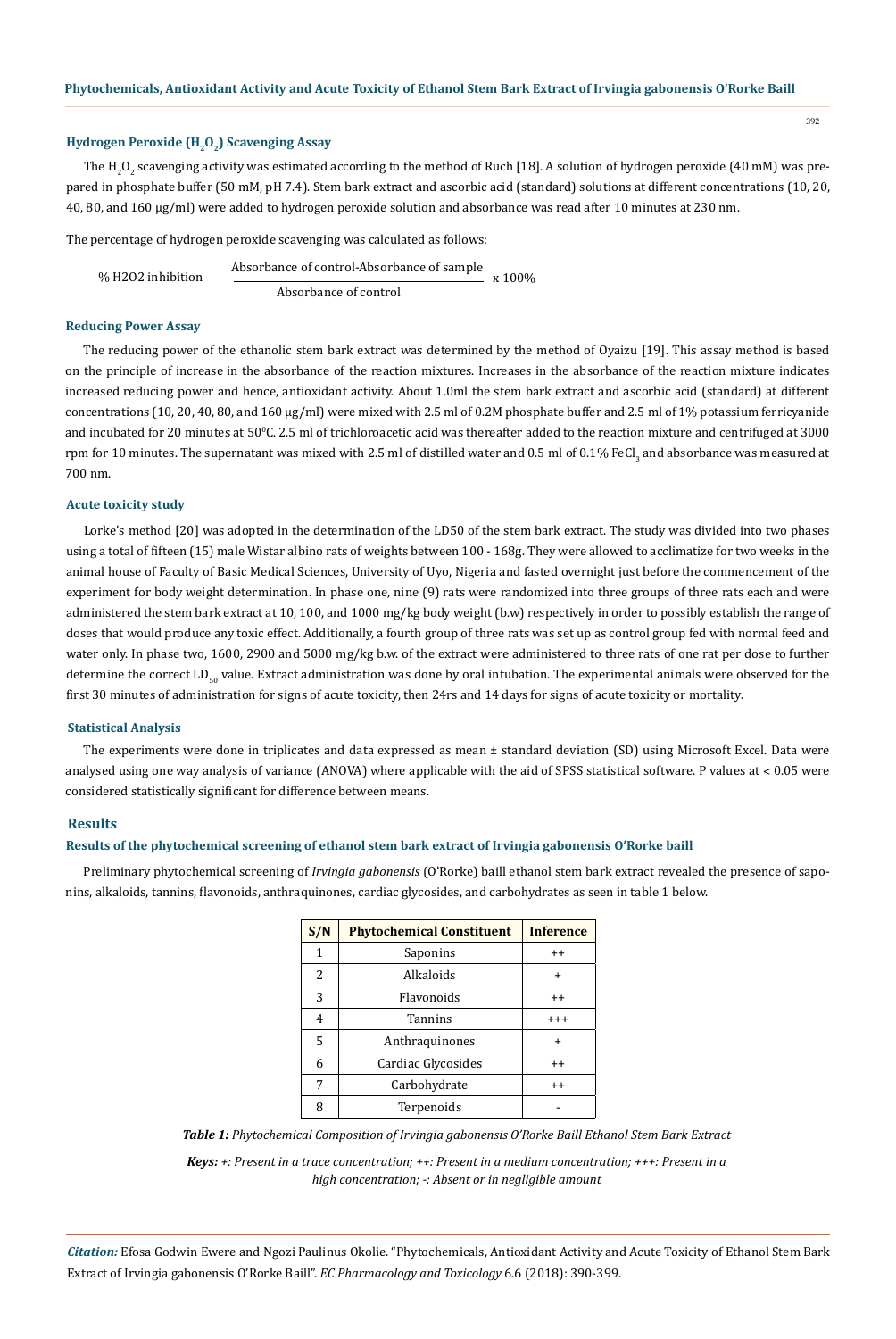### Hydrogen Peroxide ($H_2O_2$) Scavenging Assay

The $H_2O_2$ scavenging activity was estimated according to the method of Ruch [18]. A solution of hydrogen peroxide (40 mM) was prepared in phosphate buffer (50 mM, pH 7.4). Stem bark extract and ascorbic acid (standard) solutions at different concentrations (10, 20, 40, 80, and 160 µg/ml) were added to hydrogen peroxide solution and absorbance was read after 10 minutes at 230 nm.

The percentage of hydrogen peroxide scavenging was calculated as follows:

$$\% \text{ H2O2 inhibition} = \frac{\text{Absorbance of control} - \text{Absorbance of sample}}{\text{Absorbance of control}} \times 100\%$$

### Reducing Power Assay

The reducing power of the ethanolic stem bark extract was determined by the method of Oyaizu [19]. This assay method is based on the principle of increase in the absorbance of the reaction mixtures. Increases in the absorbance of the reaction mixture indicates increased reducing power and hence, antioxidant activity. About 1.0ml the stem bark extract and ascorbic acid (standard) at different concentrations (10, 20, 40, 80, and 160 µg/ml) were mixed with 2.5 ml of 0.2M phosphate buffer and 2.5 ml of 1% potassium ferricyanide and incubated for 20 minutes at $50^0$C. 2.5 ml of trichloroacetic acid was thereafter added to the reaction mixture and centrifuged at 3000 rpm for 10 minutes. The supernatant was mixed with 2.5 ml of distilled water and 0.5 ml of 0.1% $FeCl_3$ and absorbance was measured at 700 nm.

### Acute toxicity study

Lorke's method [20] was adopted in the determination of the LD50 of the stem bark extract. The study was divided into two phases using a total of fifteen (15) male Wistar albino rats of weights between 100 - 168g. They were allowed to acclimatize for two weeks in the animal house of Faculty of Basic Medical Sciences, University of Uyo, Nigeria and fasted overnight just before the commencement of the experiment for body weight determination. In phase one, nine (9) rats were randomized into three groups of three rats each and were administered the stem bark extract at 10, 100, and 1000 mg/kg body weight (b.w) respectively in order to possibly establish the range of doses that would produce any toxic effect. Additionally, a fourth group of three rats was set up as control group fed with normal feed and water only. In phase two, 1600, 2900 and 5000 mg/kg b.w. of the extract were administered to three rats of one rat per dose to further determine the correct $LD_{50}$ value. Extract administration was done by oral intubation. The experimental animals were observed for the first 30 minutes of administration for signs of acute toxicity, then 24rs and 14 days for signs of acute toxicity or mortality.

### Statistical Analysis

The experiments were done in triplicates and data expressed as mean ± standard deviation (SD) using Microsoft Excel. Data were analysed using one way analysis of variance (ANOVA) where applicable with the aid of SPSS statistical software. P values at < 0.05 were considered statistically significant for difference between means.

## Results

### Results of the phytochemical screening of ethanol stem bark extract of Irvingia gabonensis O'Rorke baill

Preliminary phytochemical screening of *Irvingia gabonensis* (O'Rorke) baill ethanol stem bark extract revealed the presence of saponins, alkaloids, tannins, flavonoids, anthraquinones, cardiac glycosides, and carbohydrates as seen in table 1 below.

| S/N | Phytochemical Constituent | Inference |
|---|---|---|
| 1 | Saponins | ++ |
| 2 | Alkaloids | + |
| 3 | Flavonoids | ++ |
| 4 | Tannins | +++ |
| 5 | Anthraquinones | + |
| 6 | Cardiac Glycosides | ++ |
| 7 | Carbohydrate | ++ |
| 8 | Terpenoids | - |

***Table 1:*** *Phytochemical Composition of Irvingia gabonensis O'Rorke Baill Ethanol Stem Bark Extract*

***Keys:*** *+: Present in a trace concentration; ++: Present in a medium concentration; +++: Present in a high concentration; -: Absent or in negligible amount*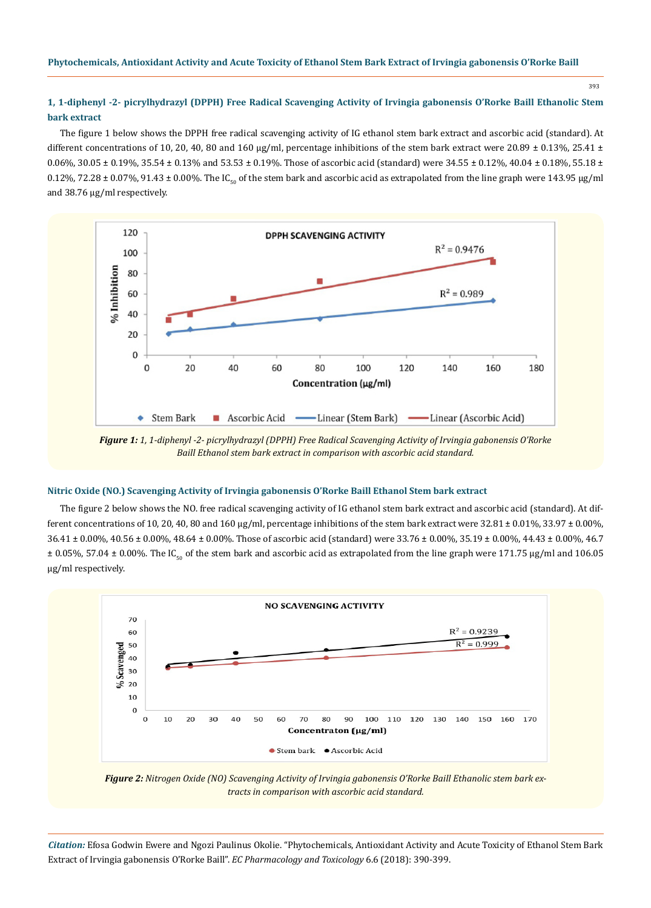### 1, 1-diphenyl -2- picrylhydrazyl (DPPH) Free Radical Scavenging Activity of Irvingia gabonensis O'Rorke Baill Ethanolic Stem bark extract

The figure 1 below shows the DPPH free radical scavenging activity of IG ethanol stem bark extract and ascorbic acid (standard). At different concentrations of 10, 20, 40, 80 and 160 µg/ml, percentage inhibitions of the stem bark extract were 20.89 ± 0.13%, 25.41 ± 0.06%, 30.05 ± 0.19%, 35.54 ± 0.13% and 53.53 ± 0.19%. Those of ascorbic acid (standard) were 34.55 ± 0.12%, 40.04 ± 0.18%, 55.18 ± 0.12%, 72.28 ± 0.07%, 91.43 ± 0.00%. The $IC_{50}$ of the stem bark and ascorbic acid as extrapolated from the line graph were 143.95 µg/ml and 38.76 µg/ml respectively.

***Figure 1:*** *1, 1-diphenyl -2- picrylhydrazyl (DPPH) Free Radical Scavenging Activity of Irvingia gabonensis O'Rorke Baill Ethanol stem bark extract in comparison with ascorbic acid standard.*

### Nitric Oxide (NO.) Scavenging Activity of Irvingia gabonensis O'Rorke Baill Ethanol Stem bark extract

The figure 2 below shows the NO. free radical scavenging activity of IG ethanol stem bark extract and ascorbic acid (standard). At different concentrations of 10, 20, 40, 80 and 160 µg/ml, percentage inhibitions of the stem bark extract were 32.81 ± 0.01%, 33.97 ± 0.00%, 36.41 ± 0.00%, 40.56 ± 0.00%, 48.64 ± 0.00%. Those of ascorbic acid (standard) were 33.76 ± 0.00%, 35.19 ± 0.00%, 44.43 ± 0.00%, 46.7 ± 0.05%, 57.04 ± 0.00%. The $IC_{50}$ of the stem bark and ascorbic acid as extrapolated from the line graph were 171.75 µg/ml and 106.05 µg/ml respectively.

***Figure 2:*** *Nitrogen Oxide (NO) Scavenging Activity of Irvingia gabonensis O'Rorke Baill Ethanolic stem bark extracts in comparison with ascorbic acid standard.*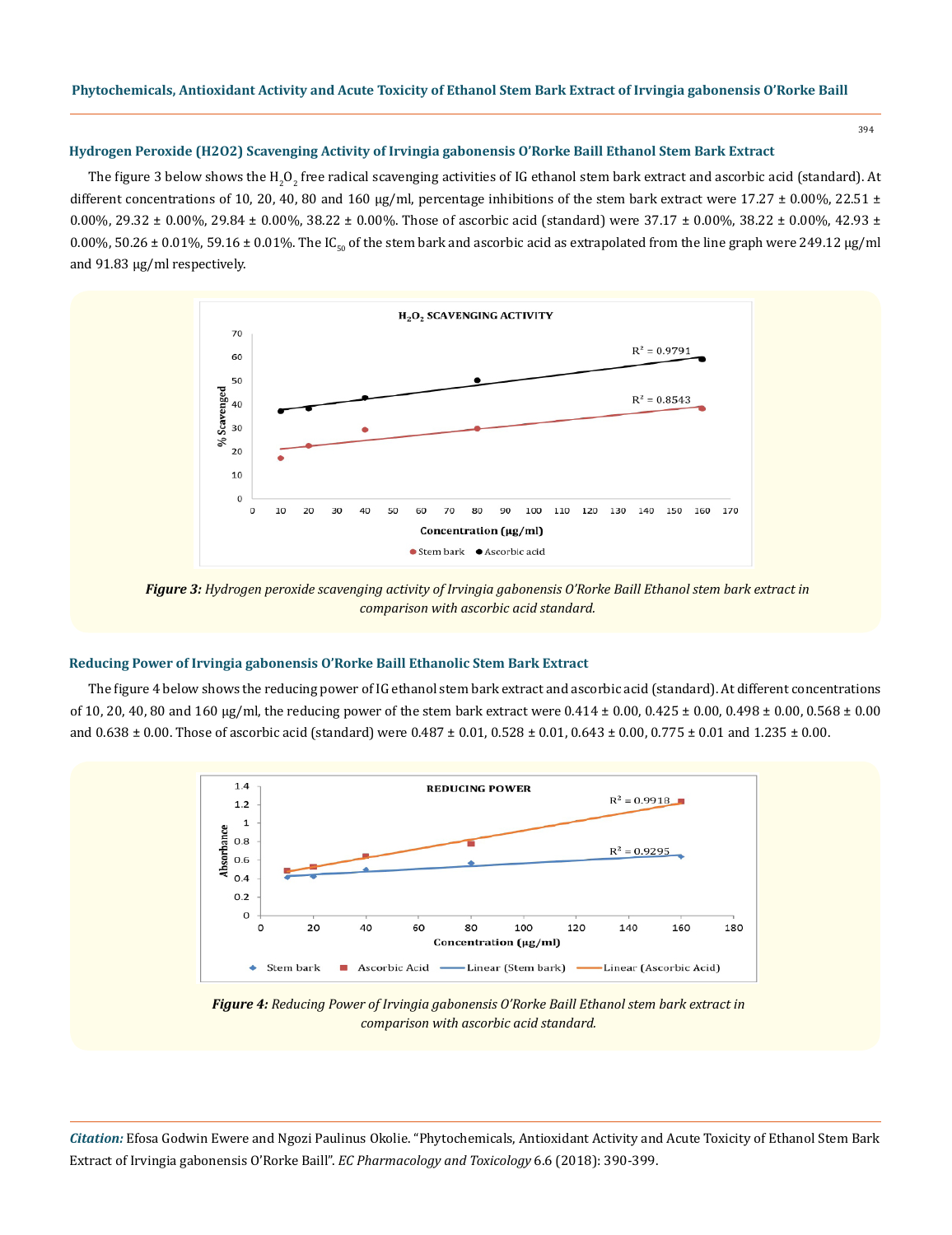### Hydrogen Peroxide (H2O2) Scavenging Activity of Irvingia gabonensis O'Rorke Baill Ethanol Stem Bark Extract

The figure 3 below shows the $H_2O_2$ free radical scavenging activities of IG ethanol stem bark extract and ascorbic acid (standard). At different concentrations of 10, 20, 40, 80 and 160 μg/ml, percentage inhibitions of the stem bark extract were 17.27 ± 0.00%, 22.51 ± 0.00%, 29.32 ± 0.00%, 29.84 ± 0.00%, 38.22 ± 0.00%. Those of ascorbic acid (standard) were 37.17 ± 0.00%, 38.22 ± 0.00%, 42.93 ± 0.00%, 50.26 ± 0.01%, 59.16 ± 0.01%. The $IC_{50}$ of the stem bark and ascorbic acid as extrapolated from the line graph were 249.12 μg/ml and 91.83 μg/ml respectively.

***Figure 3:*** *Hydrogen peroxide scavenging activity of Irvingia gabonensis O'Rorke Baill Ethanol stem bark extract in comparison with ascorbic acid standard.*

### Reducing Power of Irvingia gabonensis O'Rorke Baill Ethanolic Stem Bark Extract

The figure 4 below shows the reducing power of IG ethanol stem bark extract and ascorbic acid (standard). At different concentrations of 10, 20, 40, 80 and 160 μg/ml, the reducing power of the stem bark extract were 0.414 ± 0.00, 0.425 ± 0.00, 0.498 ± 0.00, 0.568 ± 0.00 and 0.638 ± 0.00. Those of ascorbic acid (standard) were 0.487 ± 0.01, 0.528 ± 0.01, 0.643 ± 0.00, 0.775 ± 0.01 and 1.235 ± 0.00.

***Figure 4:*** *Reducing Power of Irvingia gabonensis O'Rorke Baill Ethanol stem bark extract in comparison with ascorbic acid standard.*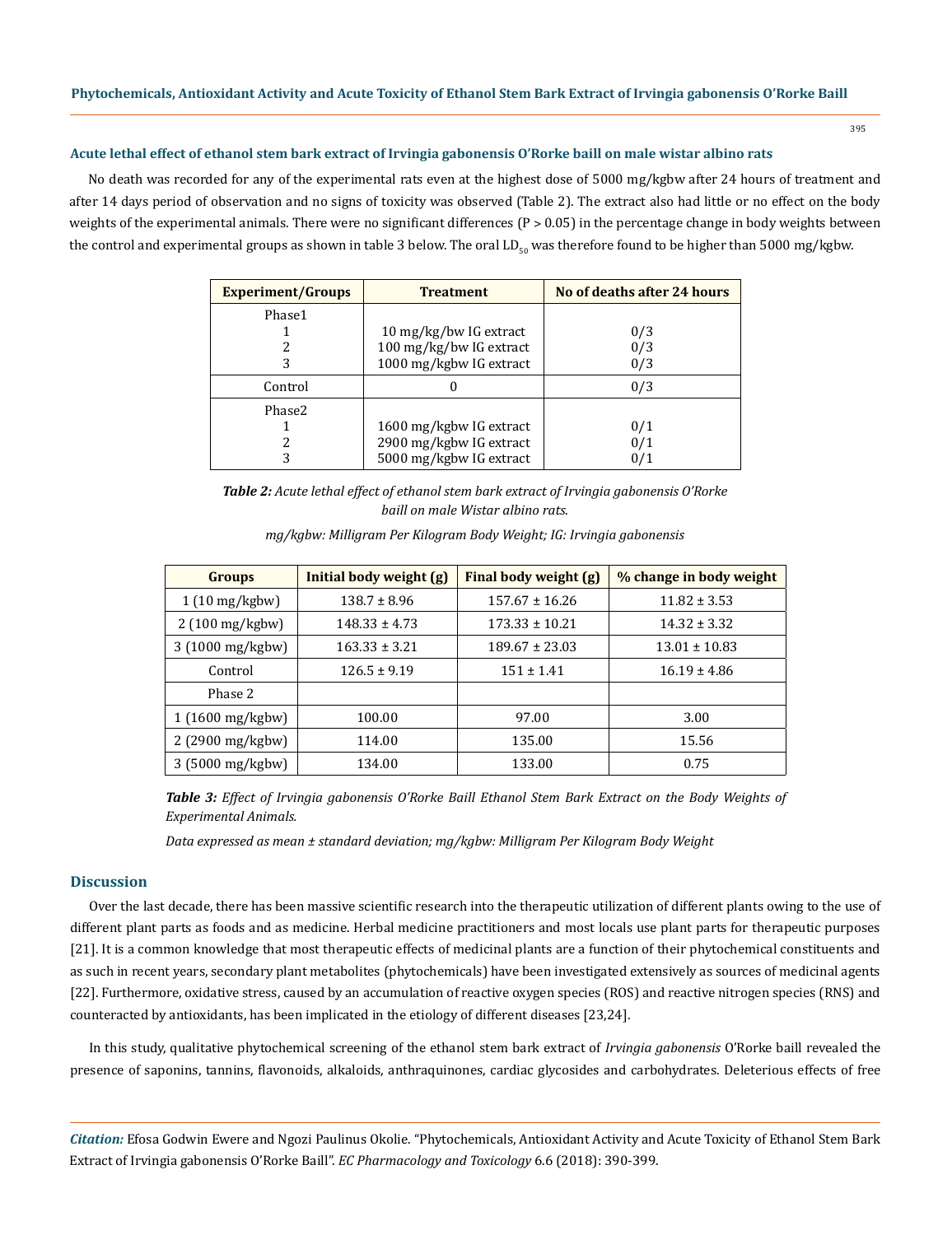### Acute lethal effect of ethanol stem bark extract of Irvingia gabonensis O'Rorke baill on male wistar albino rats

No death was recorded for any of the experimental rats even at the highest dose of 5000 mg/kgbw after 24 hours of treatment and after 14 days period of observation and no signs of toxicity was observed (Table 2). The extract also had little or no effect on the body weights of the experimental animals. There were no significant differences ($P > 0.05$) in the percentage change in body weights between the control and experimental groups as shown in table 3 below. The oral $LD_{50}$ was therefore found to be higher than 5000 mg/kgbw.

| Experiment/Groups | Treatment | No of deaths after 24 hours |
|---|---|---|
| Phase1 | | |
| 1 | 10 mg/kg/bw IG extract | 0/3 |
| 2 | 100 mg/kg/bw IG extract | 0/3 |
| 3 | 1000 mg/kgbw IG extract | 0/3 |
| Control | 0 | 0/3 |
| Phase2 | | |
| 1 | 1600 mg/kgbw IG extract | 0/1 |
| 2 | 2900 mg/kgbw IG extract | 0/1 |
| 3 | 5000 mg/kgbw IG extract | 0/1 |

***Table 2:*** *Acute lethal effect of ethanol stem bark extract of Irvingia gabonensis O'Rorke baill on male Wistar albino rats.*

*mg/kgbw: Milligram Per Kilogram Body Weight; IG: Irvingia gabonensis*

| Groups | Initial body weight (g) | Final body weight (g) | % change in body weight |
|---|---|---|---|
| 1 (10 mg/kgbw) | 138.7 ± 8.96 | 157.67 ± 16.26 | 11.82 ± 3.53 |
| 2 (100 mg/kgbw) | 148.33 ± 4.73 | 173.33 ± 10.21 | 14.32 ± 3.32 |
| 3 (1000 mg/kgbw) | 163.33 ± 3.21 | 189.67 ± 23.03 | 13.01 ± 10.83 |
| Control | 126.5 ± 9.19 | 151 ± 1.41 | 16.19 ± 4.86 |
| Phase 2 | | | |
| 1 (1600 mg/kgbw) | 100.00 | 97.00 | 3.00 |
| 2 (2900 mg/kgbw) | 114.00 | 135.00 | 15.56 |
| 3 (5000 mg/kgbw) | 134.00 | 133.00 | 0.75 |

***Table 3:*** *Effect of Irvingia gabonensis O'Rorke Baill Ethanol Stem Bark Extract on the Body Weights of Experimental Animals.*

*Data expressed as mean ± standard deviation; mg/kgbw: Milligram Per Kilogram Body Weight*

## Discussion

Over the last decade, there has been massive scientific research into the therapeutic utilization of different plants owing to the use of different plant parts as foods and as medicine. Herbal medicine practitioners and most locals use plant parts for therapeutic purposes [21]. It is a common knowledge that most therapeutic effects of medicinal plants are a function of their phytochemical constituents and as such in recent years, secondary plant metabolites (phytochemicals) have been investigated extensively as sources of medicinal agents [22]. Furthermore, oxidative stress, caused by an accumulation of reactive oxygen species (ROS) and reactive nitrogen species (RNS) and counteracted by antioxidants, has been implicated in the etiology of different diseases [23,24].

In this study, qualitative phytochemical screening of the ethanol stem bark extract of *Irvingia gabonensis* O'Rorke baill revealed the presence of saponins, tannins, flavonoids, alkaloids, anthraquinones, cardiac glycosides and carbohydrates. Deleterious effects of free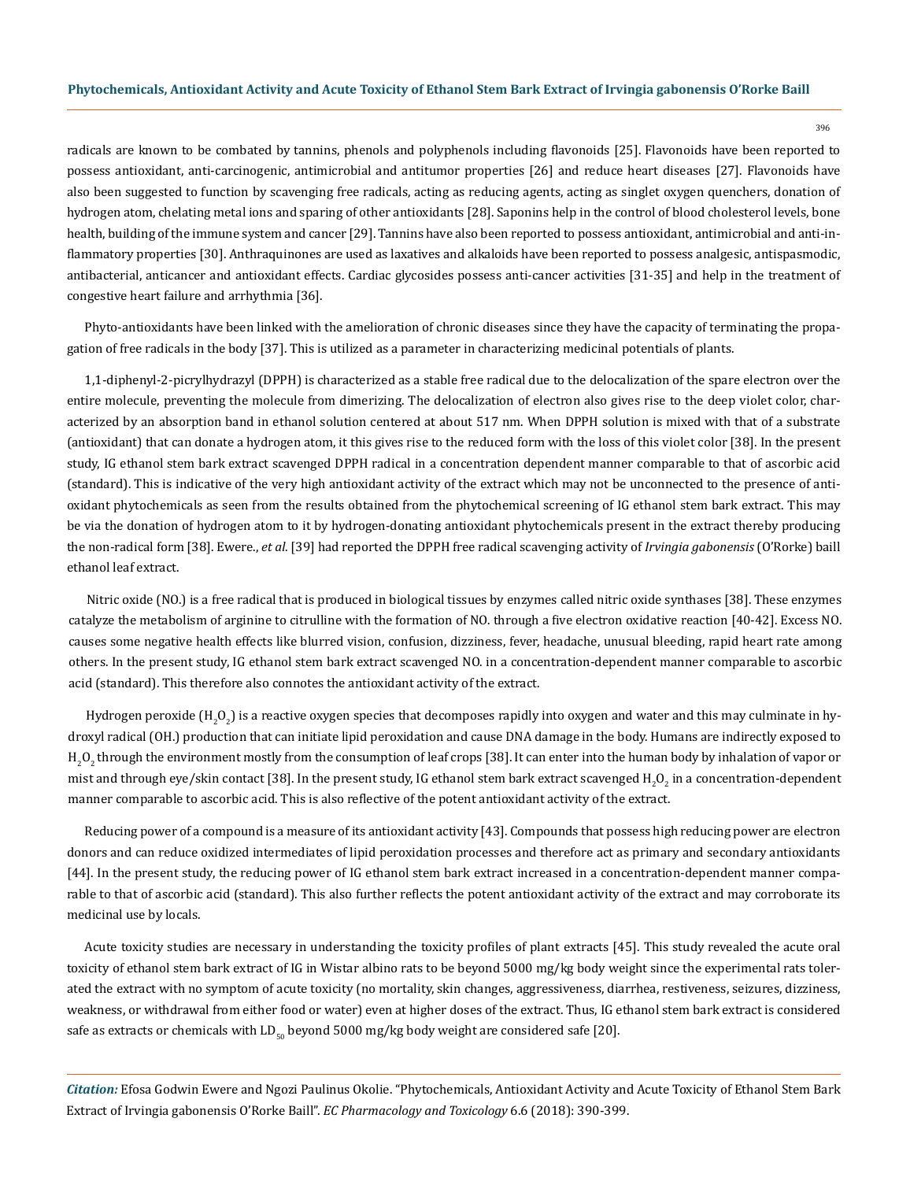radicals are known to be combated by tannins, phenols and polyphenols including flavonoids [25]. Flavonoids have been reported to possess antioxidant, anti-carcinogenic, antimicrobial and antitumor properties [26] and reduce heart diseases [27]. Flavonoids have also been suggested to function by scavenging free radicals, acting as reducing agents, acting as singlet oxygen quenchers, donation of hydrogen atom, chelating metal ions and sparing of other antioxidants [28]. Saponins help in the control of blood cholesterol levels, bone health, building of the immune system and cancer [29]. Tannins have also been reported to possess antioxidant, antimicrobial and anti-inflammatory properties [30]. Anthraquinones are used as laxatives and alkaloids have been reported to possess analgesic, antispasmodic, antibacterial, anticancer and antioxidant effects. Cardiac glycosides possess anti-cancer activities [31-35] and help in the treatment of congestive heart failure and arrhythmia [36].

Phyto-antioxidants have been linked with the amelioration of chronic diseases since they have the capacity of terminating the propagation of free radicals in the body [37]. This is utilized as a parameter in characterizing medicinal potentials of plants.

1,1-diphenyl-2-picrylhydrazyl (DPPH) is characterized as a stable free radical due to the delocalization of the spare electron over the entire molecule, preventing the molecule from dimerizing. The delocalization of electron also gives rise to the deep violet color, characterized by an absorption band in ethanol solution centered at about 517 nm. When DPPH solution is mixed with that of a substrate (antioxidant) that can donate a hydrogen atom, it this gives rise to the reduced form with the loss of this violet color [38]. In the present study, IG ethanol stem bark extract scavenged DPPH radical in a concentration dependent manner comparable to that of ascorbic acid (standard). This is indicative of the very high antioxidant activity of the extract which may not be unconnected to the presence of antioxidant phytochemicals as seen from the results obtained from the phytochemical screening of IG ethanol stem bark extract. This may be via the donation of hydrogen atom to it by hydrogen-donating antioxidant phytochemicals present in the extract thereby producing the non-radical form [38]. Ewere., *et al*. [39] had reported the DPPH free radical scavenging activity of *Irvingia gabonensis* (O'Rorke) baill ethanol leaf extract.

Nitric oxide (NO.) is a free radical that is produced in biological tissues by enzymes called nitric oxide synthases [38]. These enzymes catalyze the metabolism of arginine to citrulline with the formation of NO. through a five electron oxidative reaction [40-42]. Excess NO. causes some negative health effects like blurred vision, confusion, dizziness, fever, headache, unusual bleeding, rapid heart rate among others. In the present study, IG ethanol stem bark extract scavenged NO. in a concentration-dependent manner comparable to ascorbic acid (standard). This therefore also connotes the antioxidant activity of the extract.

Hydrogen peroxide ($H_2O_2$) is a reactive oxygen species that decomposes rapidly into oxygen and water and this may culminate in hydroxyl radical (OH.) production that can initiate lipid peroxidation and cause DNA damage in the body. Humans are indirectly exposed to $H_2O_2$ through the environment mostly from the consumption of leaf crops [38]. It can enter into the human body by inhalation of vapor or mist and through eye/skin contact [38]. In the present study, IG ethanol stem bark extract scavenged $H_2O_2$ in a concentration-dependent manner comparable to ascorbic acid. This is also reflective of the potent antioxidant activity of the extract.

Reducing power of a compound is a measure of its antioxidant activity [43]. Compounds that possess high reducing power are electron donors and can reduce oxidized intermediates of lipid peroxidation processes and therefore act as primary and secondary antioxidants [44]. In the present study, the reducing power of IG ethanol stem bark extract increased in a concentration-dependent manner comparable to that of ascorbic acid (standard). This also further reflects the potent antioxidant activity of the extract and may corroborate its medicinal use by locals.

Acute toxicity studies are necessary in understanding the toxicity profiles of plant extracts [45]. This study revealed the acute oral toxicity of ethanol stem bark extract of IG in Wistar albino rats to be beyond 5000 mg/kg body weight since the experimental rats tolerated the extract with no symptom of acute toxicity (no mortality, skin changes, aggressiveness, diarrhea, restiveness, seizures, dizziness, weakness, or withdrawal from either food or water) even at higher doses of the extract. Thus, IG ethanol stem bark extract is considered safe as extracts or chemicals with $LD_{50}$ beyond 5000 mg/kg body weight are considered safe [20].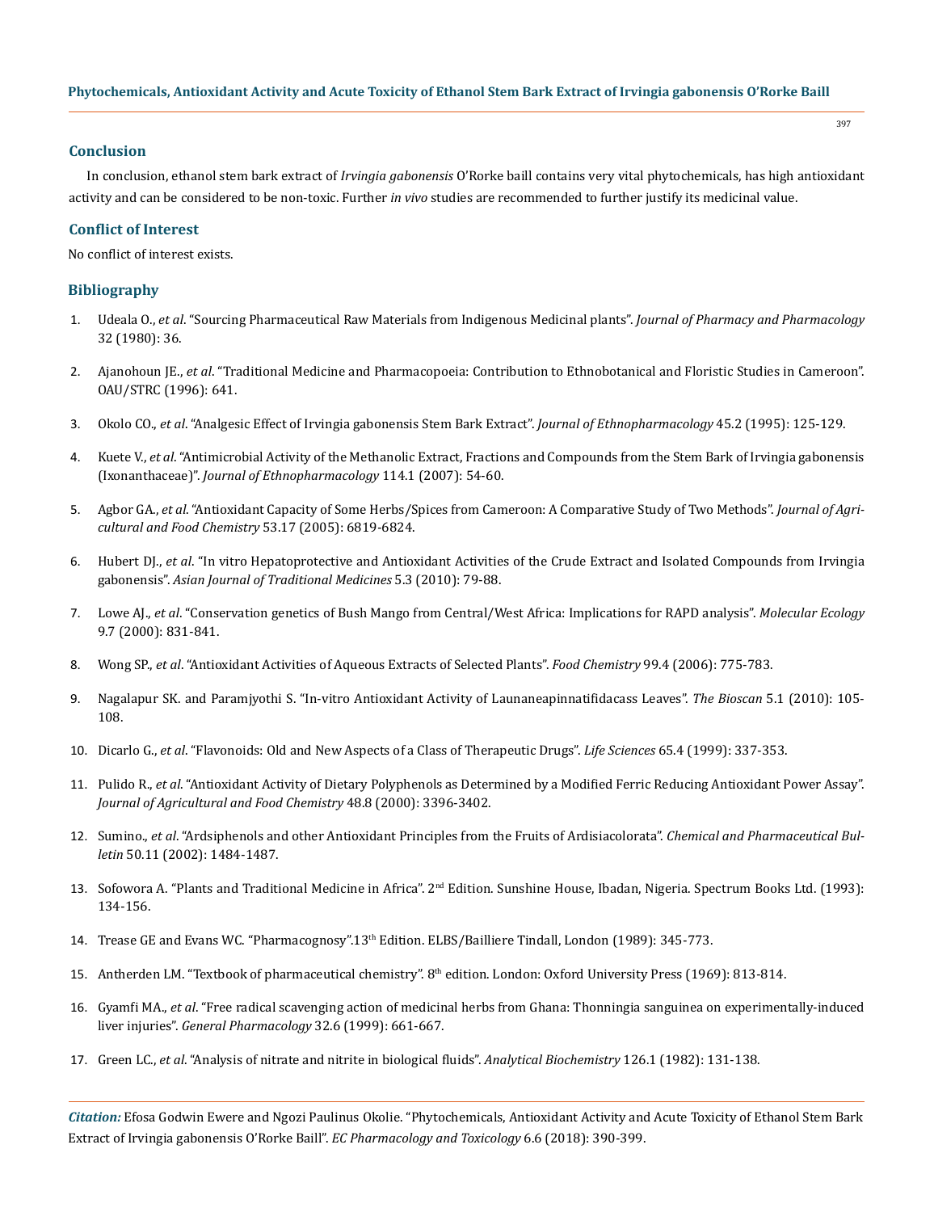## Conclusion

In conclusion, ethanol stem bark extract of *Irvingia gabonensis* O'Rorke baill contains very vital phytochemicals, has high antioxidant activity and can be considered to be non-toxic. Further *in vivo* studies are recommended to further justify its medicinal value.

## Conflict of Interest

No conflict of interest exists.

## Bibliography

1. Udeala O., *et al*. "Sourcing Pharmaceutical Raw Materials from Indigenous Medicinal plants". *Journal of Pharmacy and Pharmacology* 32 (1980): 36.
2. Ajanohoun JE., *et al*. "Traditional Medicine and Pharmacopoeia: Contribution to Ethnobotanical and Floristic Studies in Cameroon". OAU/STRC (1996): 641.
3. Okolo CO., *et al*. "Analgesic Effect of Irvingia gabonensis Stem Bark Extract". *Journal of Ethnopharmacology* 45.2 (1995): 125-129.
4. Kuete V., *et al*. "Antimicrobial Activity of the Methanolic Extract, Fractions and Compounds from the Stem Bark of Irvingia gabonensis (Ixonanthaceae)". *Journal of Ethnopharmacology* 114.1 (2007): 54-60.
5. Agbor GA., *et al*. "Antioxidant Capacity of Some Herbs/Spices from Cameroon: A Comparative Study of Two Methods". *Journal of Agricultural and Food Chemistry* 53.17 (2005): 6819-6824.
6. Hubert DJ., *et al*. "In vitro Hepatoprotective and Antioxidant Activities of the Crude Extract and Isolated Compounds from Irvingia gabonensis". *Asian Journal of Traditional Medicines* 5.3 (2010): 79-88.
7. Lowe AJ., *et al*. "Conservation genetics of Bush Mango from Central/West Africa: Implications for RAPD analysis". *Molecular Ecology* 9.7 (2000): 831-841.
8. Wong SP., *et al*. "Antioxidant Activities of Aqueous Extracts of Selected Plants". *Food Chemistry* 99.4 (2006): 775-783.
9. Nagalapur SK. and Paramjyothi S. "In-vitro Antioxidant Activity of Launaneapinnatifidacass Leaves". *The Bioscan* 5.1 (2010): 105-108.
10. Dicarlo G., *et al*. "Flavonoids: Old and New Aspects of a Class of Therapeutic Drugs". *Life Sciences* 65.4 (1999): 337-353.
11. Pulido R., *et al*. "Antioxidant Activity of Dietary Polyphenols as Determined by a Modified Ferric Reducing Antioxidant Power Assay". *Journal of Agricultural and Food Chemistry* 48.8 (2000): 3396-3402.
12. Sumino., *et al*. "Ardsiphenols and other Antioxidant Principles from the Fruits of Ardisiacolorata". *Chemical and Pharmaceutical Bulletin* 50.11 (2002): 1484-1487.
13. Sofowora A. "Plants and Traditional Medicine in Africa". 2nd Edition. Sunshine House, Ibadan, Nigeria. Spectrum Books Ltd. (1993): 134-156.
14. Trease GE and Evans WC. "Pharmacognosy".13th Edition. ELBS/Bailliere Tindall, London (1989): 345-773.
15. Antherden LM. "Textbook of pharmaceutical chemistry". 8th edition. London: Oxford University Press (1969): 813-814.
16. Gyamfi MA., *et al*. "Free radical scavenging action of medicinal herbs from Ghana: Thonningia sanguinea on experimentally-induced liver injuries". *General Pharmacology* 32.6 (1999): 661-667.
17. Green LC., *et al*. "Analysis of nitrate and nitrite in biological fluids". *Analytical Biochemistry* 126.1 (1982): 131-138.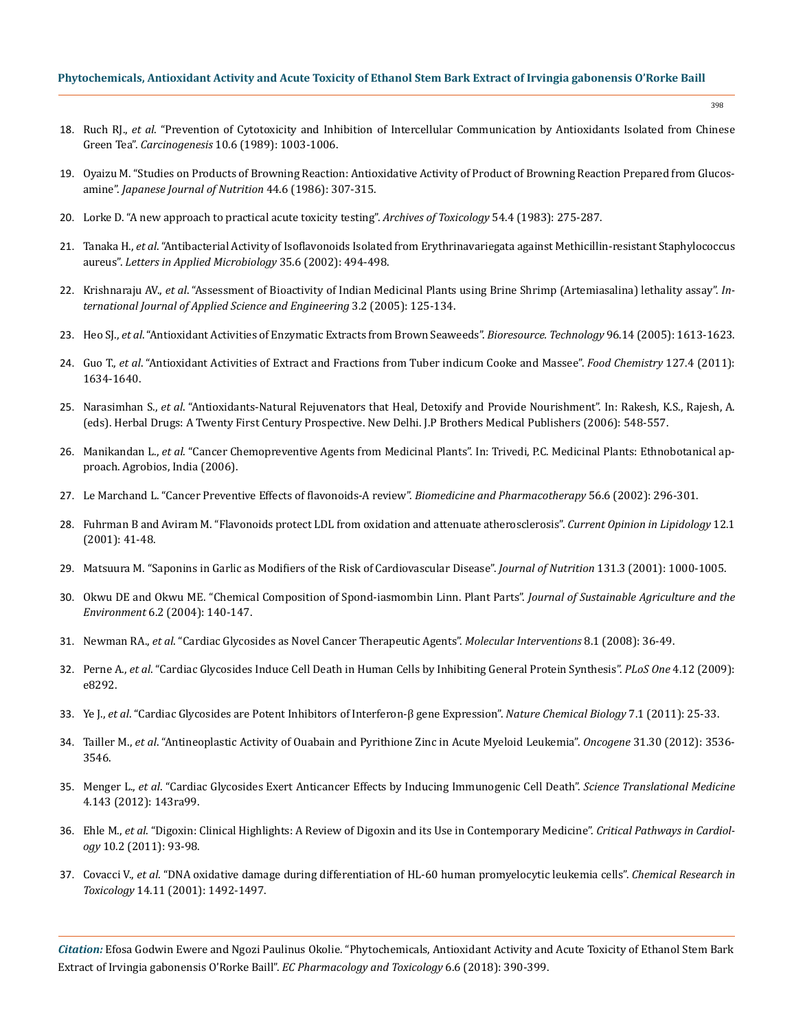18. Ruch RJ., *et al*. "Prevention of Cytotoxicity and Inhibition of Intercellular Communication by Antioxidants Isolated from Chinese Green Tea". *Carcinogenesis* 10.6 (1989): 1003-1006.

19. Oyaizu M. "Studies on Products of Browning Reaction: Antioxidative Activity of Product of Browning Reaction Prepared from Glucosamine". *Japanese Journal of Nutrition* 44.6 (1986): 307-315.

20. Lorke D. "A new approach to practical acute toxicity testing". *Archives of Toxicology* 54.4 (1983): 275-287.

21. Tanaka H., *et al*. "Antibacterial Activity of Isoflavonoids Isolated from Erythrinavariegata against Methicillin-resistant Staphylococcus aureus". *Letters in Applied Microbiology* 35.6 (2002): 494-498.

22. Krishnaraju AV., *et al*. "Assessment of Bioactivity of Indian Medicinal Plants using Brine Shrimp (Artemiasalina) lethality assay". *International Journal of Applied Science and Engineering* 3.2 (2005): 125-134.

23. Heo SJ., *et al*. "Antioxidant Activities of Enzymatic Extracts from Brown Seaweeds". *Bioresource. Technology* 96.14 (2005): 1613-1623.

24. Guo T., *et al*. "Antioxidant Activities of Extract and Fractions from Tuber indicum Cooke and Massee". *Food Chemistry* 127.4 (2011): 1634-1640.

25. Narasimhan S., *et al*. "Antioxidants-Natural Rejuvenators that Heal, Detoxify and Provide Nourishment". In: Rakesh, K.S., Rajesh, A. (eds). Herbal Drugs: A Twenty First Century Prospective. New Delhi. J.P Brothers Medical Publishers (2006): 548-557.

26. Manikandan L., *et al*. "Cancer Chemopreventive Agents from Medicinal Plants". In: Trivedi, P.C. Medicinal Plants: Ethnobotanical approach. Agrobios, India (2006).

27. Le Marchand L. "Cancer Preventive Effects of flavonoids-A review". *Biomedicine and Pharmacotherapy* 56.6 (2002): 296-301.

28. Fuhrman B and Aviram M. "Flavonoids protect LDL from oxidation and attenuate atherosclerosis". *Current Opinion in Lipidology* 12.1 (2001): 41-48.

29. Matsuura M. "Saponins in Garlic as Modifiers of the Risk of Cardiovascular Disease". *Journal of Nutrition* 131.3 (2001): 1000-1005.

30. Okwu DE and Okwu ME. "Chemical Composition of Spond-iasmombin Linn. Plant Parts". *Journal of Sustainable Agriculture and the Environment* 6.2 (2004): 140-147.

31. Newman RA., *et al*. "Cardiac Glycosides as Novel Cancer Therapeutic Agents". *Molecular Interventions* 8.1 (2008): 36-49.

32. Perne A., *et al*. "Cardiac Glycosides Induce Cell Death in Human Cells by Inhibiting General Protein Synthesis". *PLoS One* 4.12 (2009): e8292.

33. Ye J., *et al*. "Cardiac Glycosides are Potent Inhibitors of Interferon-β gene Expression". *Nature Chemical Biology* 7.1 (2011): 25-33.

34. Tailler M., *et al*. "Antineoplastic Activity of Ouabain and Pyrithione Zinc in Acute Myeloid Leukemia". *Oncogene* 31.30 (2012): 3536-3546.

35. Menger L., *et al*. "Cardiac Glycosides Exert Anticancer Effects by Inducing Immunogenic Cell Death". *Science Translational Medicine* 4.143 (2012): 143ra99.

36. Ehle M., *et al*. "Digoxin: Clinical Highlights: A Review of Digoxin and its Use in Contemporary Medicine". *Critical Pathways in Cardiology* 10.2 (2011): 93-98.

37. Covacci V., *et al*. "DNA oxidative damage during differentiation of HL-60 human promyelocytic leukemia cells". *Chemical Research in Toxicology* 14.11 (2001): 1492-1497.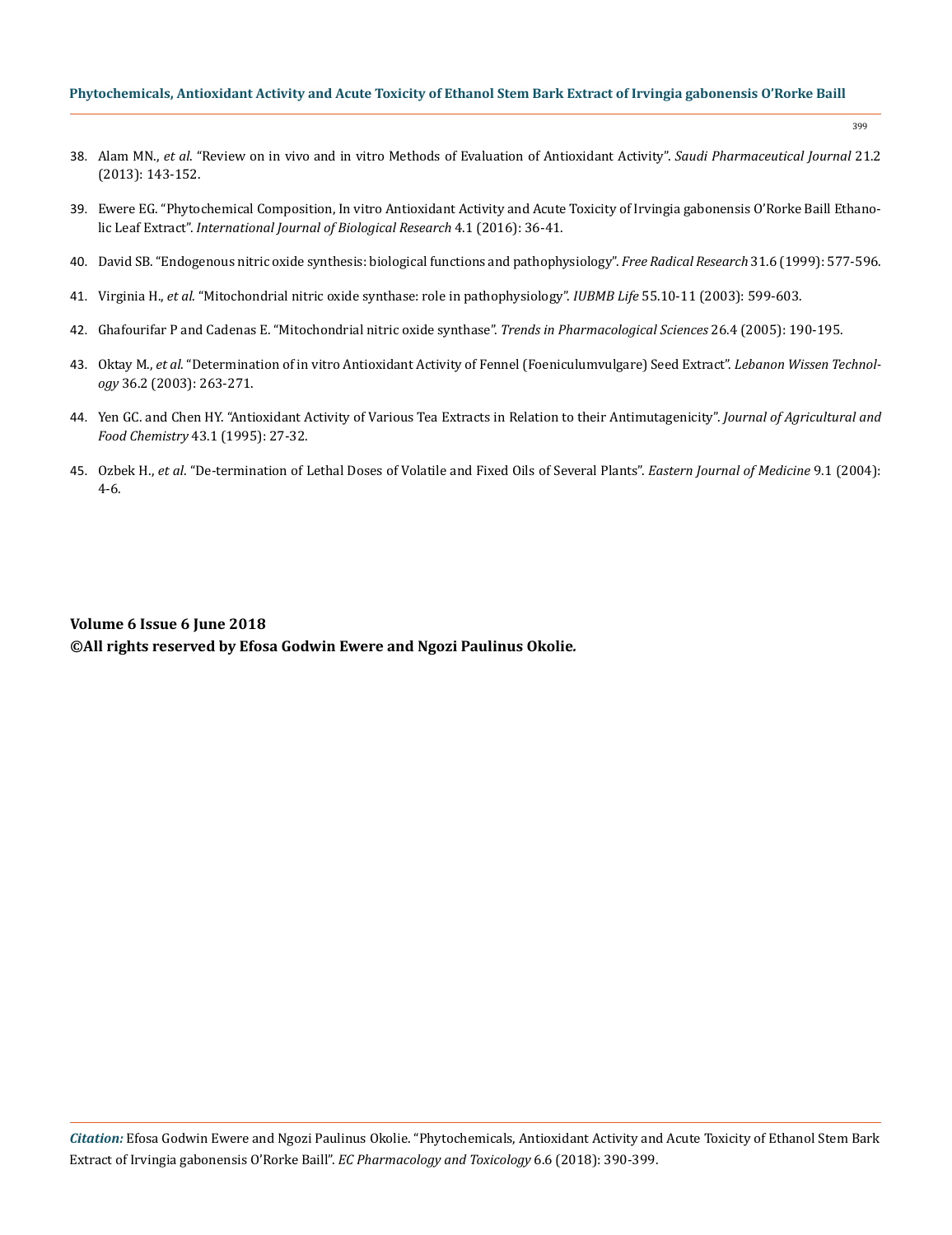38. Alam MN., *et al*. "Review on in vivo and in vitro Methods of Evaluation of Antioxidant Activity". *Saudi Pharmaceutical Journal* 21.2 (2013): 143-152.

39. Ewere EG. "Phytochemical Composition, In vitro Antioxidant Activity and Acute Toxicity of Irvingia gabonensis O'Rorke Baill Ethanolic Leaf Extract". *International Journal of Biological Research* 4.1 (2016): 36-41.

40. David SB. "Endogenous nitric oxide synthesis: biological functions and pathophysiology". *Free Radical Research* 31.6 (1999): 577-596.

41. Virginia H., *et al*. "Mitochondrial nitric oxide synthase: role in pathophysiology". *IUBMB Life* 55.10-11 (2003): 599-603.

42. Ghafourifar P and Cadenas E. "Mitochondrial nitric oxide synthase". *Trends in Pharmacological Sciences* 26.4 (2005): 190-195.

43. Oktay M., *et al*. "Determination of in vitro Antioxidant Activity of Fennel (Foeniculumvulgare) Seed Extract". *Lebanon Wissen Technology* 36.2 (2003): 263-271.

44. Yen GC. and Chen HY. "Antioxidant Activity of Various Tea Extracts in Relation to their Antimutagenicity". *Journal of Agricultural and Food Chemistry* 43.1 (1995): 27-32.

45. Ozbek H., *et al*. "De-termination of Lethal Doses of Volatile and Fixed Oils of Several Plants". *Eastern Journal of Medicine* 9.1 (2004): 4-6.

**Volume 6 Issue 6 June 2018**
**©All rights reserved by Efosa Godwin Ewere and Ngozi Paulinus Okolie.**